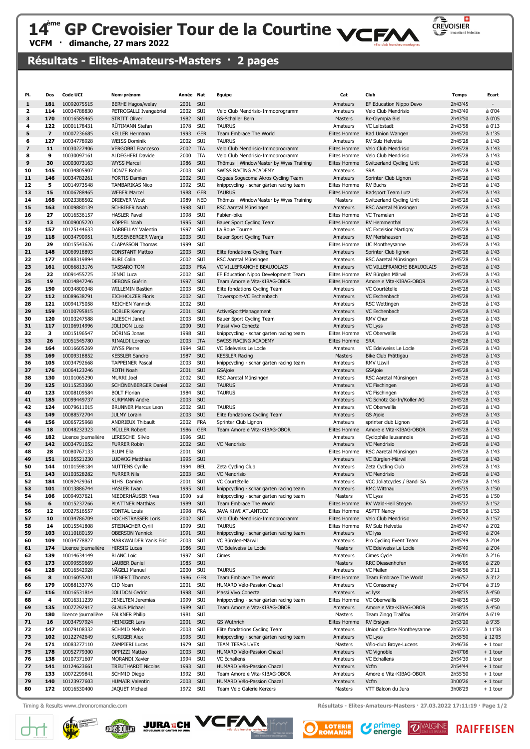# 14ème GP Crevoisier Tour de la Courtine

**VCFM · dimanche, 27 mars 2022**

## Résultats - Elites-Amateurs-Masters · 2 pages

| Pl. | Dos | Code UCI | Nom-prénom | Année | Nat | Equipe | Cat | Club | Temps | Ecart |
|---|---|---|---|---|---|---|---|---|---|---|
| 1 | 181 | 10092075515 | BERHE Hagos/welay | 2001 | SUI | | Amateurs | EF Education Nippo Devo | 2h43'45 | - |
| 2 | 114 | 10034788830 | PETROGALLI Ivangabriel | 2002 | SUI | Velo Club Mendrisio-Immoprogramm | Amateurs | Velo Club Mendrisio | 2h43'49 | à 0'04 |
| 3 | 170 | 10016585465 | STRITT Oliver | 1982 | SUI | GS-Schaller Bern | Masters | Rc-Olympia Biel | 2h43'50 | à 0'05 |
| 4 | 122 | 10001178431 | RÜTIMANN Stefan | 1978 | SUI | TAURUS | Masters | VC Leibstadt | 2h43'58 | à 0'13 |
| 5 | 7 | 10007236685 | KELLER Hermann | 1993 | GER | Team Embrace The World | Elites Homme | Rad Union Wangen | 2h45'20 | à 1'35 |
| 6 | 127 | 10034778928 | WEISS Dominik | 2002 | SUI | TAURUS | Amateurs | RV Sulz Helvetia | 2h45'28 | à 1'43 |
| 7 | 11 | 10030227406 | VERGOBBI Francesco | 2002 | ITA | Velo Club Mendrisio-Immoprogramm | Elites Homme | Velo Club Mendrisio | 2h45'28 | à 1'43 |
| 8 | 9 | 10030097161 | ALDEGHERI Davide | 2000 | ITA | Velo Club Mendrisio-Immoprogramm | Elites Homme | Velo Club Mendrisio | 2h45'28 | à 1'43 |
| 9 | 30 | 10003073163 | WYSS Marcel | 1986 | SUI | Thömus \| WindowMaster by Wyss Training | Elites Homme | Switzerland Cycling Unit | 2h45'28 | à 1'43 |
| 10 | 145 | 10034805907 | DONZE Robin | 2003 | SUI | SWISS RACING ACADEMY | Amateurs | SRA | 2h45'28 | à 1'43 |
| 11 | 146 | 10034782261 | FORTIS Damien | 2002 | SUI | Cogeas Sogecoma Akros Cycling Team | Amateurs | Sprinter Club Lignon | 2h45'28 | à 1'43 |
| 12 | 5 | 10014973548 | TAMBARIKAS Nico | 1992 | SUI | knippcycling - schär gärten racing team | Elites Homme | RV Buchs | 2h45'28 | à 1'43 |
| 13 | 15 | 10006788465 | WEBER Marcel | 1988 | GER | TAURUS | Elites Homme | Radsport Team Lutz | 2h45'28 | à 1'43 |
| 14 | 168 | 10023388502 | DRIEVER Wout | 1989 | NED | Thömus \| WindowMaster by Wyss Training | Masters | Switzerland Cycling Unit | 2h45'28 | à 1'43 |
| 15 | 163 | 10009880139 | SCHRIBER Noah | 1998 | SUI | RSC Aaretal Münsingen | Amateurs | RSC Aaretal Münsingen | 2h45'28 | à 1'43 |
| 16 | 27 | 10016536157 | HASLER Pavel | 1998 | SUI | Fabien-bike | Elites Homme | VC Tramelan | 2h45'28 | à 1'43 |
| 17 | 13 | 10009005220 | KÖPPEL Noah | 1995 | SUI | Bauer Sport Cycling Team | Elites Homme | RV Hemmenthal | 2h45'28 | à 1'43 |
| 18 | 157 | 10125144633 | DARBELLAY Valentin | 1997 | SUI | La Roue Tourne | Amateurs | VC Excelsior Martigny | 2h45'28 | à 1'43 |
| 19 | 118 | 10034790951 | RUSSENBERGER Wanja | 2003 | SUI | Bauer Sport Cycling Team | Amateurs | RV Merishausen | 2h45'28 | à 1'43 |
| 20 | 29 | 10015543626 | CLAPASSON Thomas | 1999 | SUI | | Elites Homme | UC Montheysanne | 2h45'28 | à 1'43 |
| 21 | 148 | 10069918893 | CONSTANT Matteo | 2003 | SUI | Elite fondations Cycling Team | Amateurs | Sprinter Club lignon | 2h45'28 | à 1'43 |
| 22 | 177 | 10088319894 | BURI Colin | 2002 | SUI | RSC Aaretal Münsingen | Amateurs | RSC Aaretal Münsingen | 2h45'28 | à 1'43 |
| 23 | 161 | 10066813176 | TASSARO TOM | 2003 | FRA | VC VILLEFRANCHE BEAUJOLAIS | Amateurs | VC VILLEFRANCHE BEAUJOLAIS | 2h45'28 | à 1'43 |
| 24 | 22 | 10091455725 | JENNI Luca | 2002 | SUI | EF Education Nippo Development Team | Elites Homme | RV Bürglen Märwil | 2h45'28 | à 1'43 |
| 25 | 19 | 10014847246 | DEBONS Guérin | 1997 | SUI | Team Amore e Vita-KIBAG-OBOR | Elites Homme | Amore e Vita-KIBAG-OBOR | 2h45'28 | à 1'43 |
| 26 | 150 | 10034800348 | WILLEMIN Bastien | 2003 | SUI | Elite fondations Cycling Team | Amateurs | VC Courtételle | 2h45'28 | à 1'43 |
| 27 | 112 | 10089638791 | EICHHOLZER Floris | 2002 | SUI | Towersport-VC Eschenbach | Amateurs | VC Eschenbach | 2h45'28 | à 1'43 |
| 28 | 121 | 10094175058 | REICHEN Yannick | 2002 | SUI | | Amateurs | RSC Wettingen | 2h45'28 | à 1'43 |
| 29 | 159 | 10100795815 | DOBLER Kenny | 2001 | SUI | ActiveSportManagement | Amateurs | VC Eschenbach | 2h45'28 | à 1'43 |
| 30 | 120 | 10103247588 | ALIESCH Janet | 2003 | SUI | Bauer Sport Cycling Team | Amateurs | RMV Chur | 2h45'28 | à 1'43 |
| 31 | 117 | 10106914996 | JOLIDON Luca | 2000 | SUI | Massi Vivo Conecta | Amateurs | VC Lyss | 2h45'28 | à 1'43 |
| 32 | 3 | 10015196547 | DÖRING Jonas | 1998 | SUI | knippcycling - schär gärten racing team | Elites Homme | VC Oberwallis | 2h45'28 | à 1'43 |
| 33 | 26 | 10051545780 | RINALDI Lorenzo | 2003 | ITA | SWISS RACING ACADEMY | Elites Homme | SRA | 2h45'28 | à 1'43 |
| 34 | 164 | 10016605269 | WYSS Pierre | 1994 | SUI | VC Edelweiss Le Locle | Amateurs | VC Edelweiss Le Locle | 2h45'28 | à 1'43 |
| 35 | 169 | 10009318852 | KESSLER Sandro | 1987 | SUI | KESSLER Racing | Masters | Bike Club Prättigau | 2h45'28 | à 1'43 |
| 36 | 105 | 10034792668 | TAPPEINER Pascal | 2003 | SUI | knippcycling - schär gärten racing team | Amateurs | RMV Uzwil | 2h45'28 | à 1'43 |
| 37 | 176 | 10064123246 | ROTH Noah | 2001 | SUI | GSAjoie | Amateurs | GSAjoie | 2h45'28 | à 1'43 |
| 38 | 130 | 10101065290 | MURRI Joel | 2002 | SUI | RSC Aaretal Münsingen | Amateurs | RSC Aaretal Münsingen | 2h45'28 | à 1'43 |
| 39 | 125 | 10115253360 | SCHÖNENBERGER Daniel | 2002 | SUI | TAURUS | Amateurs | VC Fischingen | 2h45'28 | à 1'43 |
| 40 | 123 | 10008109584 | BOLT Florian | 1984 | SUI | TAURUS | Amateurs | VC Fischingen | 2h45'28 | à 1'43 |
| 41 | 185 | 10099449737 | KURMANN Andre | 2003 | SUI | | Amateurs | VC Schötz Go-In/Koller AG | 2h45'28 | à 1'43 |
| 42 | 124 | 10079611015 | BRUNNER Marcus Leon | 2002 | SUI | TAURUS | Amateurs | VC Oberwallis | 2h45'28 | à 1'43 |
| 43 | 149 | 10088572704 | JULMY Lorain | 2003 | SUI | Elite fondations Cycling Team | Amateurs | GS Ajoie | 2h45'28 | à 1'43 |
| 44 | 156 | 10065725968 | ANDRIEUX Thibault | 2002 | FRA | Sprinter Club Lignon | Amateurs | sprinter club Lignon | 2h45'28 | à 1'43 |
| 45 | 18 | 10048232323 | MÜLLER Robert | 1986 | GER | Team Amore e Vita-KIBAG-OBOR | Elites Homme | Amore e Vita-KIBAG-OBOR | 2h45'28 | à 1'43 |
| 46 | 182 | Licence journalière | LERESCHE Silvio | 1996 | SUI | | Amateurs | Cyclophile lausannois | 2h45'28 | à 1'43 |
| 47 | 142 | 10034791052 | FURRER Robin | 2002 | SUI | VC Mendrisio | Amateurs | VC Mendrisio | 2h45'28 | à 1'43 |
| 48 | 28 | 10080767133 | BLUM Elia | 2001 | SUI | | Elites Homme | RSC Aaretal Münsingen | 2h45'28 | à 1'43 |
| 49 | 151 | 10105521230 | LUDWIG Matthias | 1995 | SUI | | Amateurs | VC Bürglen-Märwil | 2h45'28 | à 1'43 |
| 50 | 144 | 10101598184 | NUTTENS Cyrille | 1994 | BEL | Zeta Cycling Club | Amateurs | Zeta Cycling Club | 2h45'28 | à 1'43 |
| 51 | 143 | 10103528282 | FURRER Nils | 2003 | SUI | VC Mendrisio | Amateurs | VC Mendrisio | 2h45'28 | à 1'43 |
| 52 | 184 | 10092429361 | RIHS Damien | 2001 | SUI | VC Courtételle | Amateurs | VCC Joliatcycles / Bandi SA | 2h45'28 | à 1'43 |
| 53 | 101 | 10013886744 | HASLER Iwan | 1995 | SUI | knippcycling - schär gärten racing team | Amateurs | RMC Wittnau | 2h45'35 | à 1'50 |
| 54 | 106 | 10094937621 | NIEDERHÄUSER Yves | 1990 | sui | knippcycling - schär gärten racing team | Masters | VC Lyss | 2h45'35 | à 1'50 |
| 55 | 6 | 10015237266 | PLATTNER Matthias | 1989 | SUI | Team Embrace The World | Elites Homme | RV Wald-Heil Stegen | 2h45'37 | à 1'52 |
| 56 | 12 | 10027516557 | CONTAL Louis | 1998 | FRA | JAVA KIWI ATLANTICO | Elites Homme | ASPTT Nancy | 2h45'38 | à 1'53 |
| 57 | 10 | 10034786709 | HOCHSTRASSER Loris | 2002 | SUI | Velo Club Mendrisio-Immoprogramm | Elites Homme | Velo Club Mendrisio | 2h45'42 | à 1'57 |
| 58 | 14 | 10015541808 | STEINACHER Cyrill | 1999 | SUI | TAURUS | Elites Homme | RV Sulz Helvetia | 2h45'47 | à 2'02 |
| 59 | 103 | 10110180159 | OBERSON Yannick | 1991 | SUI | knippcycling - schär gärten racing team | Amateurs | VC lyss | 2h45'49 | à 2'04 |
| 60 | 109 | 10034778827 | MARKWALDER Yanis Eric | 2003 | SUI | VC Bürglen-Märwil | Amateurs | Pro Cycling Event Team | 2h45'49 | à 2'04 |
| 61 | 174 | Licence journalière | HIRSIG Lucas | 1986 | SUI | VC Edelweiss Le Locle | Masters | VC Edelweiss Le Locle | 2h45'49 | à 2'04 |
| 62 | 139 | 10014634149 | BLANC Loïc | 1997 | SUI | Cimes | Amateurs | Cimes Cycle | 2h46'01 | à 2'16 |
| 63 | 173 | 10099559669 | LAUBER Daniel | 1985 | SUI | | Masters | RRC Diessenhofen | 2h46'05 | à 2'20 |
| 64 | 128 | 10016542929 | NÄGELI Manuel | 2000 | SUI | TAURUS | Amateurs | VC Meilen | 2h46'56 | à 3'11 |
| 65 | 8 | 10016055201 | LIENERT Thomas | 1986 | GER | Team Embrace The World | Elites Homme | Team Embrace The World | 2h46'57 | à 3'12 |
| 66 | 179 | 10088133776 | CID Noan | 2001 | SUI | HUMARD Vélo-Passion Chazal | Amateurs | VC Consso­nay | 2h47'04 | à 3'19 |
| 67 | 116 | 10016531814 | JOLIDON Cedric | 1998 | SUI | Massi Vivo Conecta | Amateurs | vc lyss | 2h48'35 | à 4'50 |
| 68 | 4 | 10016311239 | JENELTEN Jeremias | 1999 | SUI | knippcycling - schär gärten racing team | Elites Homme | VC Oberwallis | 2h48'35 | à 4'50 |
| 69 | 135 | 10077292917 | GLAUS Michael | 1989 | SUI | Team Amore e Vita-KIBAG-OBOR | Amateurs | Amore e Vita-KIBAG-OBOR | 2h48'35 | à 4'50 |
| 70 | 180 | licence journalière | FALKNER Philip | 1981 | SUI | | Masters | Team Zingg Trailfox | 2h50'04 | à 6'19 |
| 71 | 16 | 10034797924 | HEINIGER Lars | 2001 | SUI | GS Wüthrich | Elites Homme | RV Ersigen | 2h53'20 | à 9'35 |
| 72 | 147 | 10079108332 | SCHMID Melvin | 2003 | SUI | Elite fondations Cycling Team | Amateurs | Union Cycliste Montheysanne | 2h55'23 | à 11'38 |
| 73 | 102 | 10122742649 | KURIGER Alex | 1995 | SUI | knippcycling - schär gärten racing team | Amateurs | VC Lyss | 2h55'50 | à 12'05 |
| 74 | 171 | 10083277110 | ZAMPIERI Lucas | 1979 | SUI | TEAM TESAG UVEX | Masters | Vélo-club Broye-Lucens | 2h46'36 | + 1 tour |
| 75 | 178 | 10052779300 | OPPIZZI Matteo | 2003 | SUI | HUMARD Vélo-Passion Chazal | Amateurs | VC Vignoble | 2h47'08 | + 1 tour |
| 76 | 138 | 10107371607 | MORANDI Xavier | 1994 | SUI | VC Echallens | Amateurs | VC Echallens | 2h54'39 | + 1 tour |
| 77 | 141 | 10124623661 | TREUTHARDT Nicolas | 1993 | SUI | HUMARD Vélo-Passion Chazal | Amateurs | Vcfm | 2h54'44 | + 1 tour |
| 78 | 133 | 10072299841 | SCHMID Diego | 1992 | SUI | Team Amore e Vita-KIBAG-OBOR | Amateurs | Amore e Vita-KIBAG-OBOR | 2h55'50 | + 1 tour |
| 79 | 140 | 10123977603 | HUMAIR Valentin | 2003 | SUI | HUMARD Vélo-Passion Chazal | Amateurs | Vcfm | 3h00'26 | + 1 tour |
| 80 | 172 | 10016530400 | JAQUET Michael | 1972 | SUI | Team Velo Galerie Kerzers | Masters | VTT Balcon du Jura | 3h08'29 | + 1 tour |

Timing & Results www.chronoromandie.com

Résultats - Elites-Amateurs-Masters · 27.03.2022 17:11:19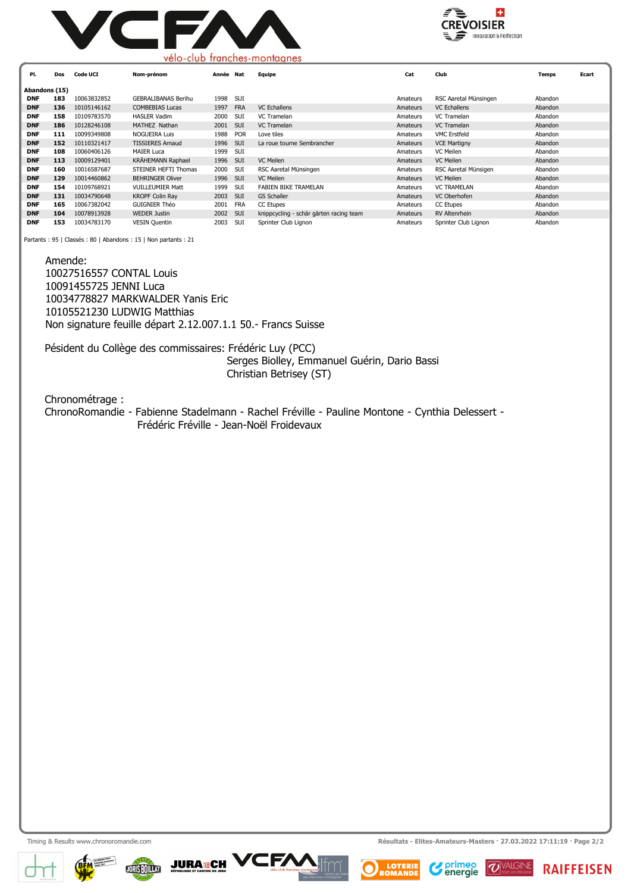| Pl. | Dos | Code UCI | Nom-prénom | Année | Nat | Equipe | Cat | Club | Temps | Ecart |
|---|---|---|---|---|---|---|---|---|---|---|
| **Abandons (15)** | | | | | | | | | | |
| **DNF** | **183** | 10063832852 | GEBRALIBANAS Berihu | 1998 | SUI | | Amateurs | RSC Aaretal Münsingen | Abandon | |
| **DNF** | **136** | 10105146162 | COMBEBIAS Lucas | 1997 | FRA | VC Echallens | Amateurs | VC Echallens | Abandon | |
| **DNF** | **158** | 10109783570 | HASLER Vadim | 2000 | SUI | VC Tramelan | Amateurs | VC Tramelan | Abandon | |
| **DNF** | **186** | 10128246108 | MATHEZ Nathan | 2001 | SUI | VC Tramelan | Amateurs | VC Tramelan | Abandon | |
| **DNF** | **111** | 10099349808 | NOGUEIRA Luis | 1988 | POR | Love tiles | Amateurs | VMC Erstfeld | Abandon | |
| **DNF** | **152** | 10110321417 | TISSIERES Arnaud | 1996 | SUI | La roue tourne Sembrancher | Amateurs | VCE Martigny | Abandon | |
| **DNF** | **108** | 10060406126 | MAIER Luca | 1999 | SUI | | Amateurs | VC Meilen | Abandon | |
| **DNF** | **113** | 10009129401 | KRÄHEMANN Raphael | 1996 | SUI | VC Meilen | Amateurs | VC Meilen | Abandon | |
| **DNF** | **160** | 10016587687 | STEINER HEFTI Thomas | 2000 | SUI | RSC Aaretal Münsingen | Amateurs | RSC Aaretal Münsigen | Abandon | |
| **DNF** | **129** | 10014460862 | BEHRINGER Oliver | 1996 | SUI | VC Meilen | Amateurs | VC Meilen | Abandon | |
| **DNF** | **154** | 10109768921 | VUILLEUMIER Matt | 1999 | SUI | FABIEN BIKE TRAMELAN | Amateurs | VC TRAMELAN | Abandon | |
| **DNF** | **131** | 10034790648 | KROPF Colin Ray | 2003 | SUI | GS Schaller | Amateurs | VC Oberhofen | Abandon | |
| **DNF** | **165** | 10067382042 | GUIGNIER Théo | 2001 | FRA | CC Etupes | Amateurs | CC Etupes | Abandon | |
| **DNF** | **104** | 10078913928 | WEDER Justin | 2002 | SUI | knippcycling - schär gärten racing team | Amateurs | RV Altenrhein | Abandon | |
| **DNF** | **153** | 10034783170 | VESIN Quentin | 2003 | SUI | Sprinter Club Lignon | Amateurs | Sprinter Club Lignon | Abandon | |

Partants : 95 | Classés : 80 | Abandons : 15 | Non partants : 21

Amende:
10027516557 CONTAL Louis
10091455725 JENNI Luca
10034778827 MARKWALDER Yanis Eric
10105521230 LUDWIG Matthias
Non signature feuille départ 2.12.007.1.1 50.- Francs Suisse

Pésident du Collège des commissaires: Frédéric Luy (PCC)
Serges Biolley, Emmanuel Guérin, Dario Bassi
Christian Betrisey (ST)

Chronométrage :
ChronoRomandie - Fabienne Stadelmann - Rachel Fréville - Pauline Montone - Cynthia Delessert -
Frédéric Fréville - Jean-Noël Froidevaux